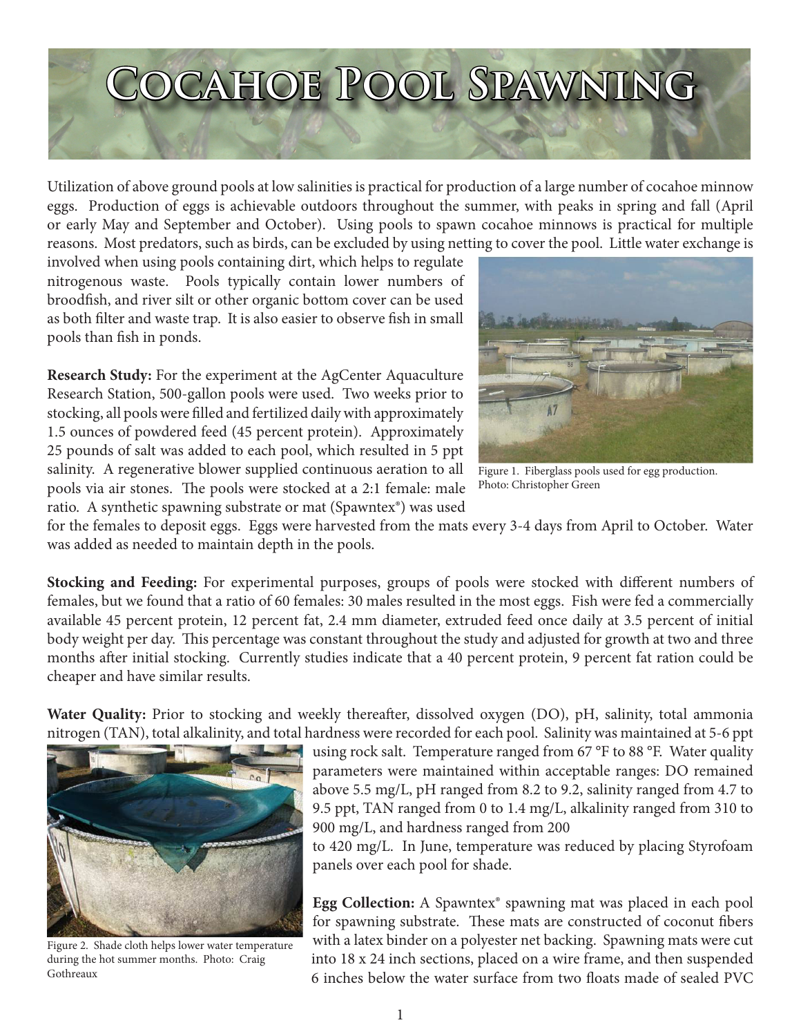# Cocahoe Pool Spawning

Utilization of above ground pools at low salinities is practical for production of a large number of cocahoe minnow eggs. Production of eggs is achievable outdoors throughout the summer, with peaks in spring and fall (April or early May and September and October). Using pools to spawn cocahoe minnows is practical for multiple reasons. Most predators, such as birds, can be excluded by using netting to cover the pool. Little water exchange is involved when using pools containing dirt, which helps to regulate nitrogenous waste. Pools typically contain lower numbers of broodfish, and river silt or other organic bottom cover can be used as both filter and waste trap. It is also easier to observe fish in small pools than fish in ponds.

**Research Study:** For the experiment at the AgCenter Aquaculture Research Station, 500-gallon pools were used. Two weeks prior to stocking, all pools were filled and fertilized daily with approximately 1.5 ounces of powdered feed (45 percent protein). Approximately 25 pounds of salt was added to each pool, which resulted in 5 ppt salinity. A regenerative blower supplied continuous aeration to all pools via air stones. The pools were stocked at a 2:1 female: male ratio. A synthetic spawning substrate or mat (Spawntex®) was used for the females to deposit eggs. Eggs were harvested from the mats every 3-4 days from April to October. Water was added as needed to maintain depth in the pools.

Figure 1. Fiberglass pools used for egg production. Photo: Christopher Green

**Stocking and Feeding:** For experimental purposes, groups of pools were stocked with different numbers of females, but we found that a ratio of 60 females: 30 males resulted in the most eggs. Fish were fed a commercially available 45 percent protein, 12 percent fat, 2.4 mm diameter, extruded feed once daily at 3.5 percent of initial body weight per day. This percentage was constant throughout the study and adjusted for growth at two and three months after initial stocking. Currently studies indicate that a 40 percent protein, 9 percent fat ration could be cheaper and have similar results.

**Water Quality:** Prior to stocking and weekly thereafter, dissolved oxygen (DO), pH, salinity, total ammonia nitrogen (TAN), total alkalinity, and total hardness were recorded for each pool. Salinity was maintained at 5-6 ppt using rock salt. Temperature ranged from 67 °F to 88 °F. Water quality parameters were maintained within acceptable ranges: DO remained above 5.5 mg/L, pH ranged from 8.2 to 9.2, salinity ranged from 4.7 to 9.5 ppt, TAN ranged from 0 to 1.4 mg/L, alkalinity ranged from 310 to 900 mg/L, and hardness ranged from 200 to 420 mg/L. In June, temperature was reduced by placing Styrofoam panels over each pool for shade.

Figure 2. Shade cloth helps lower water temperature during the hot summer months. Photo: Craig Gothreaux

**Egg Collection:** A Spawntex® spawning mat was placed in each pool for spawning substrate. These mats are constructed of coconut fibers with a latex binder on a polyester net backing. Spawning mats were cut into 18 x 24 inch sections, placed on a wire frame, and then suspended 6 inches below the water surface from two floats made of sealed PVC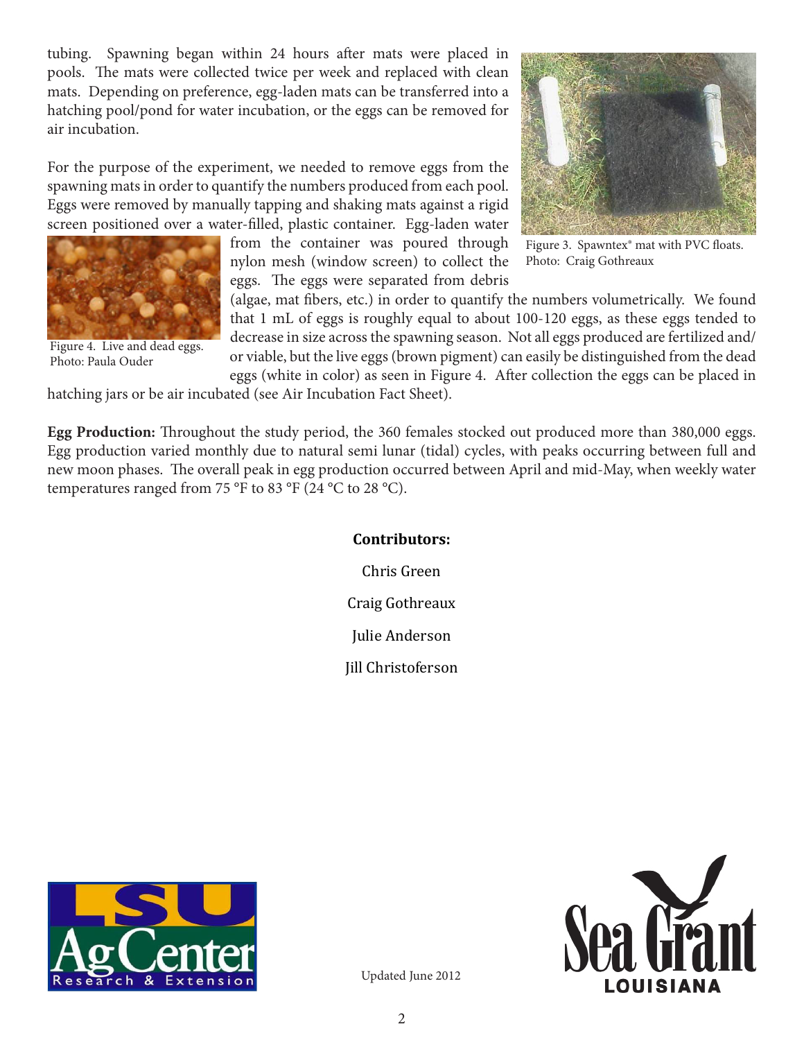tubing. Spawning began within 24 hours after mats were placed in pools. The mats were collected twice per week and replaced with clean mats. Depending on preference, egg-laden mats can be transferred into a hatching pool/pond for water incubation, or the eggs can be removed for air incubation.

For the purpose of the experiment, we needed to remove eggs from the spawning mats in order to quantify the numbers produced from each pool. Eggs were removed by manually tapping and shaking mats against a rigid screen positioned over a water-filled, plastic container. Egg-laden water from the container was poured through nylon mesh (window screen) to collect the eggs. The eggs were separated from debris (algae, mat fibers, etc.) in order to quantify the numbers volumetrically. We found that 1 mL of eggs is roughly equal to about 100-120 eggs, as these eggs tended to decrease in size across the spawning season. Not all eggs produced are fertilized and/or viable, but the live eggs (brown pigment) can easily be distinguished from the dead eggs (white in color) as seen in Figure 4. After collection the eggs can be placed in hatching jars or be air incubated (see Air Incubation Fact Sheet).

Figure 3. Spawntex® mat with PVC floats. Photo: Craig Gothreaux

Figure 4. Live and dead eggs. Photo: Paula Ouder

**Egg Production:** Throughout the study period, the 360 females stocked out produced more than 380,000 eggs. Egg production varied monthly due to natural semi lunar (tidal) cycles, with peaks occurring between full and new moon phases. The overall peak in egg production occurred between April and mid-May, when weekly water temperatures ranged from 75 °F to 83 °F (24 °C to 28 °C).

**Contributors:**

Chris Green

Craig Gothreaux

Julie Anderson

Jill Christoferson

LSU AgCenter Research & Extension

Updated June 2012

Sea Grant LOUISIANA